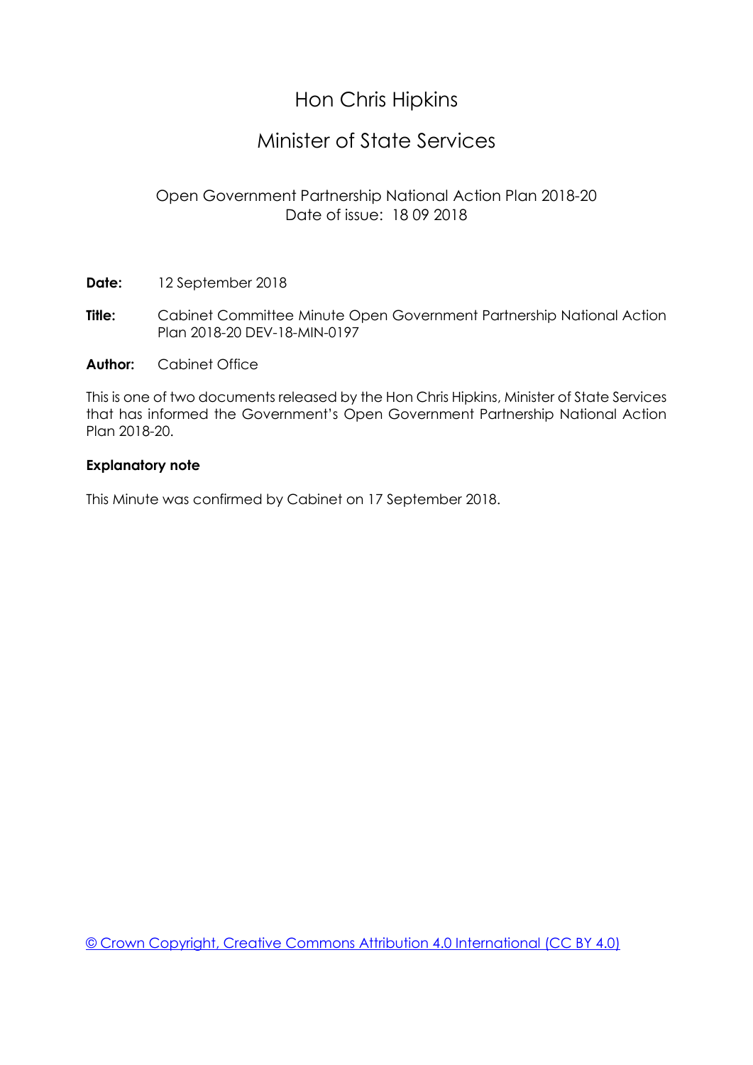# Hon Chris Hipkins

## Minister of State Services

Open Government Partnership National Action Plan 2018-20
Date of issue: 18 09 2018

**Date:** 12 September 2018

**Title:** Cabinet Committee Minute Open Government Partnership National Action Plan 2018-20 DEV-18-MIN-0197

**Author:** Cabinet Office

This is one of two documents released by the Hon Chris Hipkins, Minister of State Services that has informed the Government's Open Government Partnership National Action Plan 2018-20.

**Explanatory note**

This Minute was confirmed by Cabinet on 17 September 2018.

© Crown Copyright, Creative Commons Attribution 4.0 International (CC BY 4.0)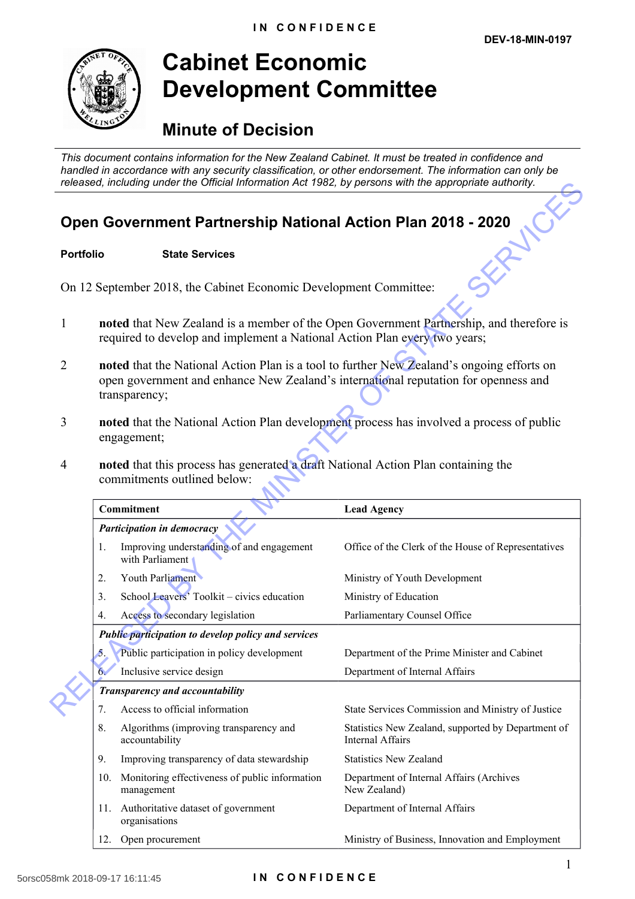IN CONFIDENCE

DEV-18-MIN-0197

# Cabinet Economic Development Committee

## Minute of Decision

*This document contains information for the New Zealand Cabinet. It must be treated in confidence and handled in accordance with any security classification, or other endorsement. The information can only be released, including under the Official Information Act 1982, by persons with the appropriate authority.*

## Open Government Partnership National Action Plan 2018 - 2020

**Portfolio** State Services

On 12 September 2018, the Cabinet Economic Development Committee:

1 **noted** that New Zealand is a member of the Open Government Partnership, and therefore is required to develop and implement a National Action Plan every two years;

2 **noted** that the National Action Plan is a tool to further New Zealand's ongoing efforts on open government and enhance New Zealand's international reputation for openness and transparency;

3 **noted** that the National Action Plan development process has involved a process of public engagement;

4 **noted** that this process has generated a draft National Action Plan containing the commitments outlined below:

| Commitment | Lead Agency |
|---|---|
| ***Participation in democracy*** | |
| 1. Improving understanding of and engagement with Parliament | Office of the Clerk of the House of Representatives |
| 2. Youth Parliament | Ministry of Youth Development |
| 3. School Leavers' Toolkit – civics education | Ministry of Education |
| 4. Access to secondary legislation | Parliamentary Counsel Office |
| ***Public participation to develop policy and services*** | |
| 5. Public participation in policy development | Department of the Prime Minister and Cabinet |
| 6. Inclusive service design | Department of Internal Affairs |
| ***Transparency and accountability*** | |
| 7. Access to official information | State Services Commission and Ministry of Justice |
| 8. Algorithms (improving transparency and accountability | Statistics New Zealand, supported by Department of Internal Affairs |
| 9. Improving transparency of data stewardship | Statistics New Zealand |
| 10. Monitoring effectiveness of public information management | Department of Internal Affairs (Archives New Zealand) |
| 11. Authoritative dataset of government organisations | Department of Internal Affairs |
| 12. Open procurement | Ministry of Business, Innovation and Employment |

IN CONFIDENCE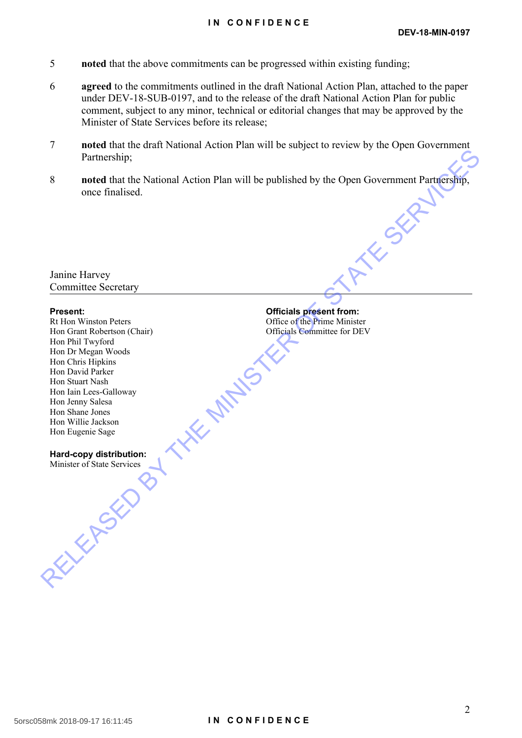5 **noted** that the above commitments can be progressed within existing funding;

6 **agreed** to the commitments outlined in the draft National Action Plan, attached to the paper under DEV-18-SUB-0197, and to the release of the draft National Action Plan for public comment, subject to any minor, technical or editorial changes that may be approved by the Minister of State Services before its release;

7 **noted** that the draft National Action Plan will be subject to review by the Open Government Partnership;

8 **noted** that the National Action Plan will be published by the Open Government Partnership, once finalised.

Janine Harvey
Committee Secretary

**Present:**
Rt Hon Winston Peters
Hon Grant Robertson (Chair)
Hon Phil Twyford
Hon Dr Megan Woods
Hon Chris Hipkins
Hon David Parker
Hon Stuart Nash
Hon Iain Lees-Galloway
Hon Jenny Salesa
Hon Shane Jones
Hon Willie Jackson
Hon Eugenie Sage

**Officials present from:**
Office of the Prime Minister
Officials Committee for DEV

**Hard-copy distribution:**
Minister of State Services

RELEASED BY THE MINISTER OF STATE SERVICES